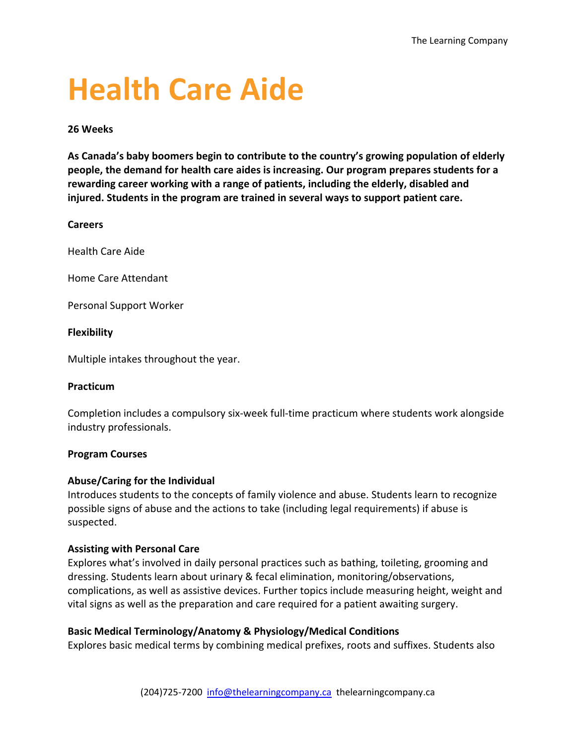# Health Care Aide

**26 Weeks**

**As Canada's baby boomers begin to contribute to the country's growing population of elderly people, the demand for health care aides is increasing. Our program prepares students for a rewarding career working with a range of patients, including the elderly, disabled and injured. Students in the program are trained in several ways to support patient care.**

**Careers**

Health Care Aide

Home Care Attendant

Personal Support Worker

**Flexibility**

Multiple intakes throughout the year.

**Practicum**

Completion includes a compulsory six-week full-time practicum where students work alongside industry professionals.

**Program Courses**

**Abuse/Caring for the Individual**
Introduces students to the concepts of family violence and abuse. Students learn to recognize possible signs of abuse and the actions to take (including legal requirements) if abuse is suspected.

**Assisting with Personal Care**
Explores what's involved in daily personal practices such as bathing, toileting, grooming and dressing. Students learn about urinary & fecal elimination, monitoring/observations, complications, as well as assistive devices. Further topics include measuring height, weight and vital signs as well as the preparation and care required for a patient awaiting surgery.

**Basic Medical Terminology/Anatomy & Physiology/Medical Conditions**
Explores basic medical terms by combining medical prefixes, roots and suffixes. Students also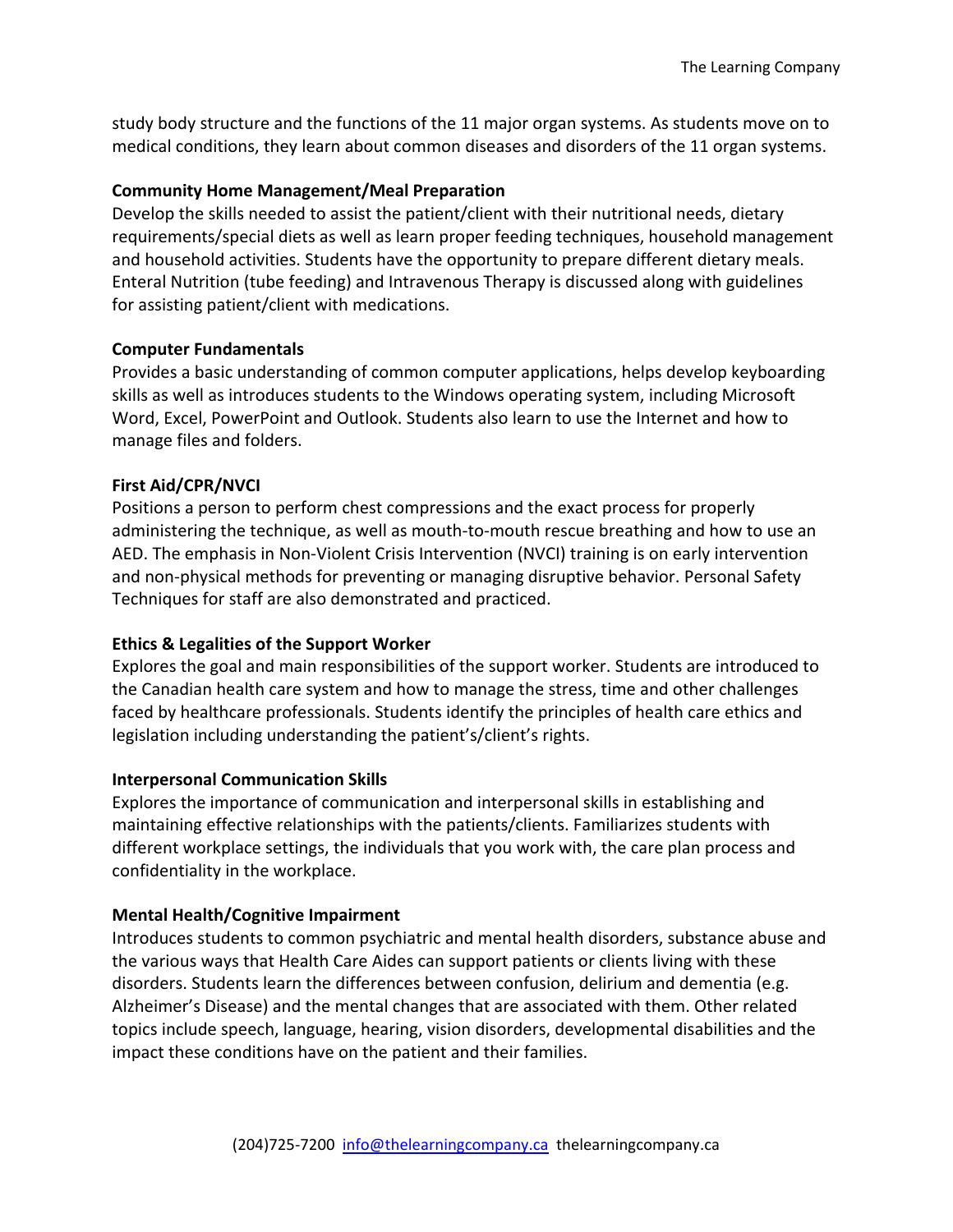study body structure and the functions of the 11 major organ systems. As students move on to medical conditions, they learn about common diseases and disorders of the 11 organ systems.

**Community Home Management/Meal Preparation**

Develop the skills needed to assist the patient/client with their nutritional needs, dietary requirements/special diets as well as learn proper feeding techniques, household management and household activities. Students have the opportunity to prepare different dietary meals. Enteral Nutrition (tube feeding) and Intravenous Therapy is discussed along with guidelines for assisting patient/client with medications.

**Computer Fundamentals**

Provides a basic understanding of common computer applications, helps develop keyboarding skills as well as introduces students to the Windows operating system, including Microsoft Word, Excel, PowerPoint and Outlook. Students also learn to use the Internet and how to manage files and folders.

**First Aid/CPR/NVCI**

Positions a person to perform chest compressions and the exact process for properly administering the technique, as well as mouth-to-mouth rescue breathing and how to use an AED. The emphasis in Non-Violent Crisis Intervention (NVCI) training is on early intervention and non-physical methods for preventing or managing disruptive behavior. Personal Safety Techniques for staff are also demonstrated and practiced.

**Ethics & Legalities of the Support Worker**

Explores the goal and main responsibilities of the support worker. Students are introduced to the Canadian health care system and how to manage the stress, time and other challenges faced by healthcare professionals. Students identify the principles of health care ethics and legislation including understanding the patient's/client's rights.

**Interpersonal Communication Skills**

Explores the importance of communication and interpersonal skills in establishing and maintaining effective relationships with the patients/clients. Familiarizes students with different workplace settings, the individuals that you work with, the care plan process and confidentiality in the workplace.

**Mental Health/Cognitive Impairment**

Introduces students to common psychiatric and mental health disorders, substance abuse and the various ways that Health Care Aides can support patients or clients living with these disorders. Students learn the differences between confusion, delirium and dementia (e.g. Alzheimer's Disease) and the mental changes that are associated with them. Other related topics include speech, language, hearing, vision disorders, developmental disabilities and the impact these conditions have on the patient and their families.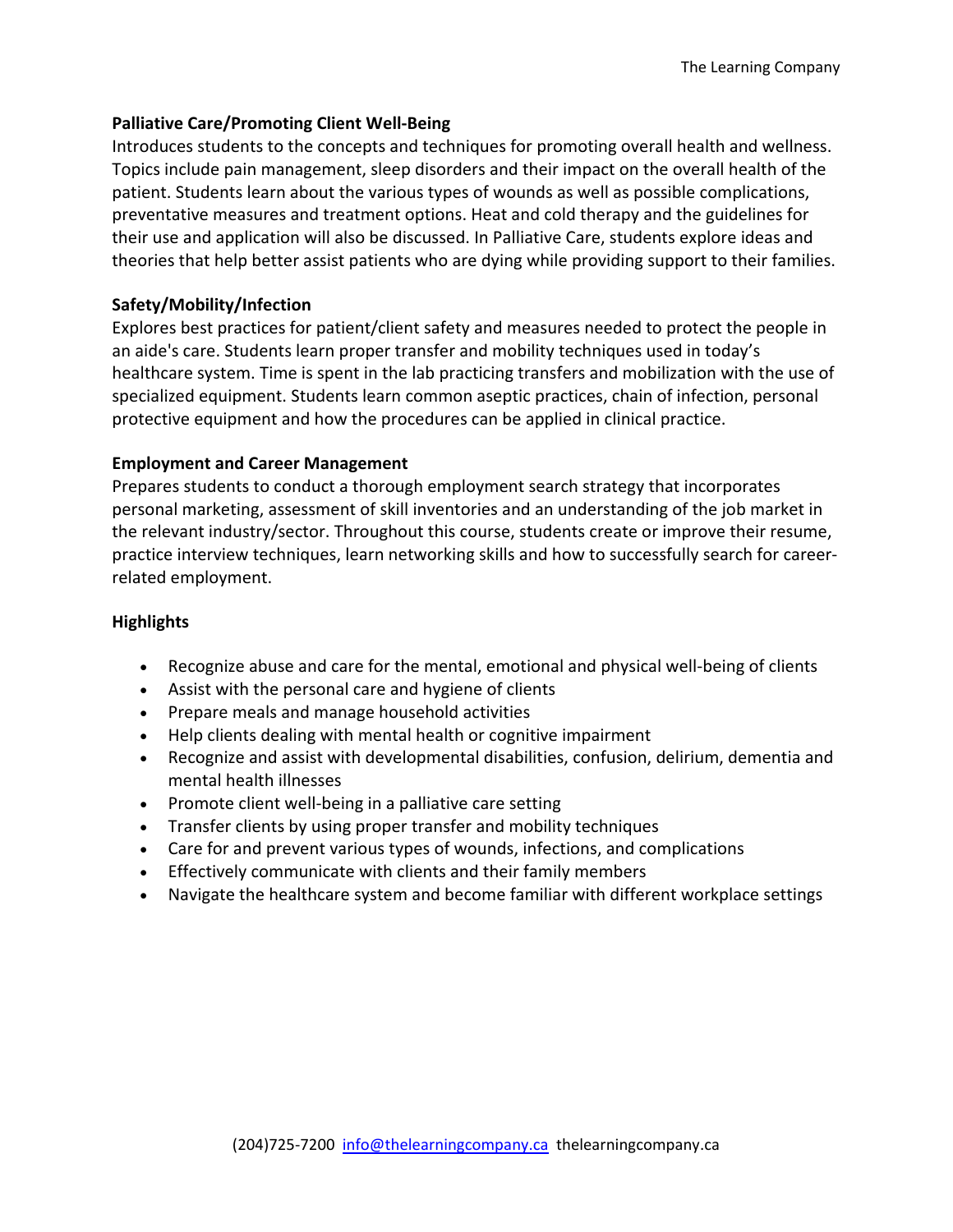**Palliative Care/Promoting Client Well-Being**

Introduces students to the concepts and techniques for promoting overall health and wellness. Topics include pain management, sleep disorders and their impact on the overall health of the patient. Students learn about the various types of wounds as well as possible complications, preventative measures and treatment options. Heat and cold therapy and the guidelines for their use and application will also be discussed. In Palliative Care, students explore ideas and theories that help better assist patients who are dying while providing support to their families.

**Safety/Mobility/Infection**

Explores best practices for patient/client safety and measures needed to protect the people in an aide's care. Students learn proper transfer and mobility techniques used in today's healthcare system. Time is spent in the lab practicing transfers and mobilization with the use of specialized equipment. Students learn common aseptic practices, chain of infection, personal protective equipment and how the procedures can be applied in clinical practice.

**Employment and Career Management**

Prepares students to conduct a thorough employment search strategy that incorporates personal marketing, assessment of skill inventories and an understanding of the job market in the relevant industry/sector. Throughout this course, students create or improve their resume, practice interview techniques, learn networking skills and how to successfully search for career-related employment.

**Highlights**

- Recognize abuse and care for the mental, emotional and physical well-being of clients
- Assist with the personal care and hygiene of clients
- Prepare meals and manage household activities
- Help clients dealing with mental health or cognitive impairment
- Recognize and assist with developmental disabilities, confusion, delirium, dementia and mental health illnesses
- Promote client well-being in a palliative care setting
- Transfer clients by using proper transfer and mobility techniques
- Care for and prevent various types of wounds, infections, and complications
- Effectively communicate with clients and their family members
- Navigate the healthcare system and become familiar with different workplace settings